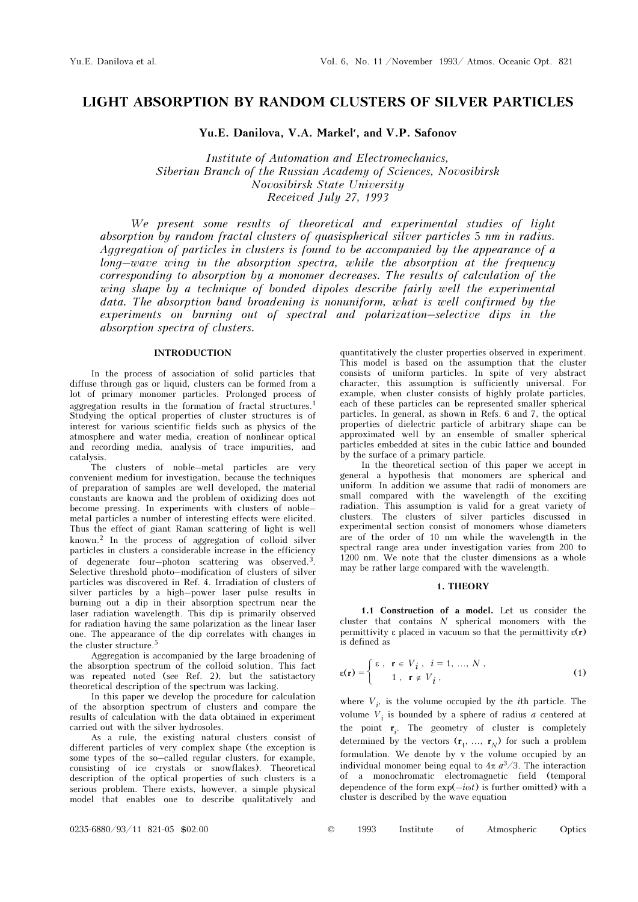# LIGHT ABSORPTION BY RANDOM CLUSTERS OF SILVER PARTICLES

**Yu.E. Danilova, V.A. Markel′, and V.P. Safonov**

*Institute of Automation and Electromechanics,*
*Siberian Branch of the Russian Academy of Sciences, Novosibirsk*
*Novosibirsk State University*
*Received July 27, 1993*

*We present some results of theoretical and experimental studies of light absorption by random fractal clusters of quasispherical silver particles 5 nm in radius. Aggregation of particles in clusters is found to be accompanied by the appearance of a long–wave wing in the absorption spectra, while the absorption at the frequency corresponding to absorption by a monomer decreases. The results of calculation of the wing shape by a technique of bonded dipoles describe fairly well the experimental data. The absorption band broadening is nonuniform, what is well confirmed by the experiments on burning out of spectral and polarization–selective dips in the absorption spectra of clusters.*

## INTRODUCTION

In the process of association of solid particles that diffuse through gas or liquid, clusters can be formed from a lot of primary monomer particles. Prolonged process of aggregation results in the formation of fractal structures.[1] Studying the optical properties of cluster structures is of interest for various scientific fields such as physics of the atmosphere and water media, creation of nonlinear optical and recording media, analysis of trace impurities, and catalysis.

The clusters of noble–metal particles are very convenient medium for investigation, because the techniques of preparation of samples are well developed, the material constants are known and the problem of oxidizing does not become pressing. In experiments with clusters of noble–metal particles a number of interesting effects were elicited. Thus the effect of giant Raman scattering of light is well known.[2] In the process of aggregation of colloid silver particles in clusters a considerable increase in the efficiency of degenerate four–photon scattering was observed.[3]. Selective threshold photo–modification of clusters of silver particles was discovered in Ref. 4. Irradiation of clusters of silver particles by a high–power laser pulse results in burning out a dip in their absorption spectrum near the laser radiation wavelength. This dip is primarily observed for radiation having the same polarization as the linear laser one. The appearance of the dip correlates with changes in the cluster structure.[5]

Aggregation is accompanied by the large broadening of the absorption spectrum of the colloid solution. This fact was repeated noted (see Ref. 2), but the satisfactory theoretical description of the spectrum was lacking.

In this paper we develop the procedure for calculation of the absorption spectrum of clusters and compare the results of calculation with the data obtained in experiment carried out with the silver hydrosoles.

As a rule, the existing natural clusters consist of different particles of very complex shape (the exception is some types of the so–called regular clusters, for example, consisting of ice crystals or snowflakes). Theoretical description of the optical properties of such clusters is a serious problem. There exists, however, a simple physical model that enables one to describe qualitatively and quantitatively the cluster properties observed in experiment. This model is based on the assumption that the cluster consists of uniform particles. In spite of very abstract character, this assumption is sufficiently universal. For example, when cluster consists of highly prolate particles, each of these particles can be represented smaller spherical particles. In general, as shown in Refs. 6 and 7, the optical properties of dielectric particle of arbitrary shape can be approximated well by an ensemble of smaller spherical particles embedded at sites in the cubic lattice and bounded by the surface of a primary particle.

In the theoretical section of this paper we accept in general a hypothesis that monomers are spherical and uniform. In addition we assume that radii of monomers are small compared with the wavelength of the exciting radiation. This assumption is valid for a great variety of clusters. The clusters of silver particles discussed in experimental section consist of monomers whose diameters are of the order of 10 nm while the wavelength in the spectral range area under investigation varies from 200 to 1200 nm. We note that the cluster dimensions as a whole may be rather large compared with the wavelength.

## 1. THEORY

**1.1 Construction of a model.** Let us consider the cluster that contains $N$ spherical monomers with the permittivity $\varepsilon$ placed in vacuum so that the permittivity $\varepsilon(\mathbf{r})$ is defined as

$$\varepsilon(\mathbf{r}) = \begin{cases} \varepsilon\,, & \mathbf{r} \in V_i\,,\ \ i = 1, \ldots, N\,, \\ 1\,, & \mathbf{r} \notin V_i\,, \end{cases} \qquad (1)$$

where $V_i$, is the volume occupied by the $i$th particle. The volume $V_i$ is bounded by a sphere of radius $a$ centered at the point $\mathbf{r}_i$. The geometry of cluster is completely determined by the vectors $(\mathbf{r}_1, \ldots, \mathbf{r}_N)$ for such a problem formulation. We denote by v the volume occupied by an individual monomer being equal to $4\pi\, a^3/3$. The interaction of a monochromatic electromagnetic field (temporal dependence of the form $\exp(-i\omega t)$ is further omitted) with a cluster is described by the wave equation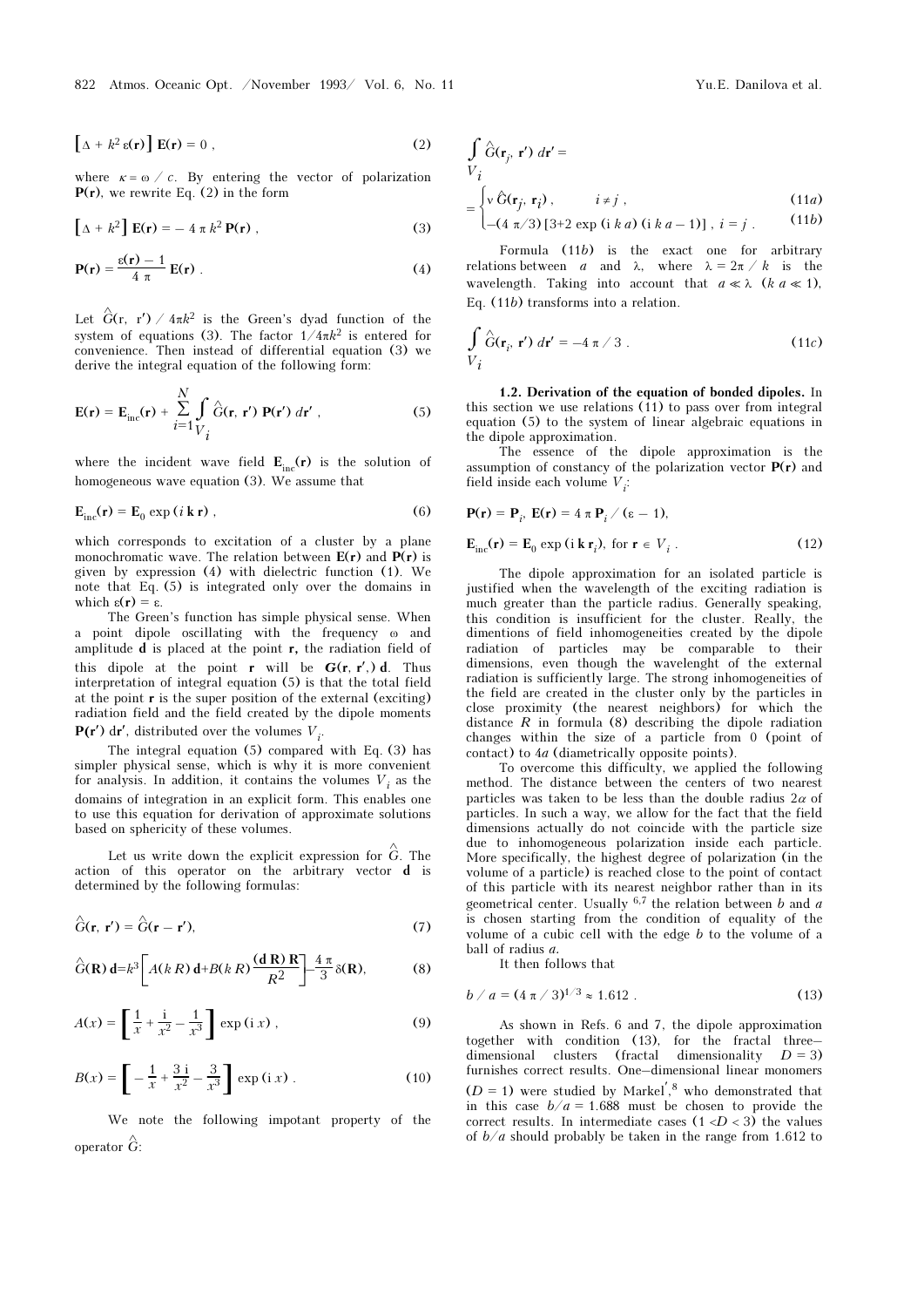$$\left[\Delta + k^2\,\varepsilon(\mathbf{r})\right]\mathbf{E}(\mathbf{r}) = 0\ , \tag{2}$$

where $\kappa = \omega / c$. By entering the vector of polarization $\mathbf{P}(\mathbf{r})$, we rewrite Eq. (2) in the form

$$\left[\Delta + k^2\right]\mathbf{E}(\mathbf{r}) = -\,4\,\pi\,k^2\,\mathbf{P}(\mathbf{r})\ , \tag{3}$$

$$\mathbf{P}(\mathbf{r}) = \frac{\varepsilon(\mathbf{r}) - 1}{4\,\pi}\,\mathbf{E}(\mathbf{r})\ . \tag{4}$$

Let $\hat{G}(\mathrm{r},\,\mathrm{r}') / 4\pi k^2$ is the Green's dyad function of the system of equations (3). The factor $1/4\pi k^2$ is entered for convenience. Then instead of differential equation (3) we derive the integral equation of the following form:

$$\mathbf{E}(\mathbf{r}) = \mathbf{E}_{\mathrm{inc}}(\mathbf{r}) + \sum_{i=1}^{N}\int_{V_i}\hat{G}(\mathbf{r},\,\mathbf{r}')\,\mathbf{P}(\mathbf{r}')\,d\mathbf{r}'\ , \tag{5}$$

where the incident wave field $\mathbf{E}_{\mathrm{inc}}(\mathbf{r})$ is the solution of homogeneous wave equation (3). We assume that

$$\mathbf{E}_{\mathrm{inc}}(\mathbf{r}) = \mathbf{E}_0\,\exp\,(i\,\mathbf{k}\,\mathbf{r})\ , \tag{6}$$

which corresponds to excitation of a cluster by a plane monochromatic wave. The relation between $\mathbf{E}(\mathbf{r})$ and $\mathbf{P}(\mathbf{r})$ is given by expression (4) with dielectric function (1). We note that Eq. (5) is integrated only over the domains in which $\varepsilon(\mathbf{r}) = \varepsilon$.

The Green's function has simple physical sense. When a point dipole oscillating with the frequency $\omega$ and amplitude $\mathbf{d}$ is placed at the point $\mathbf{r}$, the radiation field of this dipole at the point $\mathbf{r}$ will be $\mathbf{G}(\mathbf{r},\,\mathbf{r}',)\,\mathbf{d}$. Thus interpretation of integral equation (5) is that the total field at the point $\mathbf{r}$ is the super position of the external (exciting) radiation field and the field created by the dipole moments $\mathbf{P}(\mathbf{r}')\,\mathrm{d}\mathbf{r}'$, distributed over the volumes $V_i$.

The integral equation (5) compared with Eq. (3) has simpler physical sense, which is why it is more convenient for analysis. In addition, it contains the volumes $V_i$ as the domains of integration in an explicit form. This enables one to use this equation for derivation of approximate solutions based on sphericity of these volumes.

Let us write down the explicit expression for $\hat{G}$. The action of this operator on the arbitrary vector $\mathbf{d}$ is determined by the following formulas:

$$\hat{G}(\mathbf{r},\,\mathbf{r}') = \hat{G}(\mathbf{r} - \mathbf{r}'), \tag{7}$$

$$\hat{G}(\mathbf{R})\,\mathbf{d} = k^3\left[A(k\,R)\,\mathbf{d} + B(k\,R)\,\frac{(\mathbf{d}\,\mathbf{R})\,\mathbf{R}}{R^2}\right] - \frac{4\,\pi}{3}\,\delta(\mathbf{R}), \tag{8}$$

$$A(x) = \left[\frac{1}{x} + \frac{\mathrm{i}}{x^2} - \frac{1}{x^3}\right]\exp\,(\mathrm{i}\,x)\ , \tag{9}$$

$$B(x) = \left[-\frac{1}{x} + \frac{3\,\mathrm{i}}{x^2} - \frac{3}{x^3}\right]\exp\,(\mathrm{i}\,x)\ . \tag{10}$$

We note the following impotant property of the operator $\hat{G}$:

$$\int_{V_i}\hat{G}(\mathbf{r}_j,\,\mathbf{r}')\,d\mathbf{r}' = \begin{cases} v\,\hat{G}(\mathbf{r}_j,\,\mathbf{r}_i)\ , & i \ne j\ , \quad (11a)\\ -(4\,\pi/3)\,[3+2\,\exp\,(\mathrm{i}\,k\,a)\,(\mathrm{i}\,k\,a) - 1)]\ , & i = j\ . \quad (11b)\end{cases}$$

Formula (11*b*) is the exact one for arbitrary relations between $a$ and $\lambda$, where $\lambda = 2\pi / k$ is the wavelength. Taking into account that $a \ll \lambda$ ($k\,a \ll 1$), Eq. (11*b*) transforms into a relation.

$$\int_{V_i}\hat{G}(\mathbf{r}_i,\,\mathbf{r}')\,d\mathbf{r}' = -4\,\pi / 3\ . \tag{11c}$$

**1.2. Derivation of the equation of bonded dipoles.** In this section we use relations (11) to pass over from integral equation (5) to the system of linear algebraic equations in the dipole approximation.

The essence of the dipole approximation is the assumption of constancy of the polarization vector $\mathbf{P}(\mathbf{r})$ and field inside each volume $V_i$:

$$\mathbf{P}(\mathbf{r}) = \mathbf{P}_i,\ \mathbf{E}(\mathbf{r}) = 4\,\pi\,\mathbf{P}_i / (\varepsilon - 1),$$

$$\mathbf{E}_{\mathrm{inc}}(\mathbf{r}) = \mathbf{E}_0\,\exp\,(\mathrm{i}\,\mathbf{k}\,\mathbf{r}_i),\ \text{for}\ \mathbf{r} \in V_i\ . \tag{12}$$

The dipole approximation for an isolated particle is justified when the wavelength of the exciting radiation is much greater than the particle radius. Generally speaking, this condition is insufficient for the cluster. Really, the dimentions of field inhomogeneities created by the dipole radiation of particles may be comparable to their dimensions, even though the wavelenght of the external radiation is sufficiently large. The strong inhomogeneities of the field are created in the cluster only by the particles in close proximity (the nearest neighbors) for which the distance $R$ in formula (8) describing the dipole radiation changes within the size of a particle from 0 (point of contact) to $4a$ (diametrically opposite points).

To overcome this difficulty, we applied the following method. The distance between the centers of two nearest particles was taken to be less than the double radius $2a$ of particles. In such a way, we allow for the fact that the field dimensions actually do not coincide with the particle size due to inhomogeneous polarization inside each particle. More specifically, the highest degree of polarization (in the volume of a particle) is reached close to the point of contact of this particle with its nearest neighbor rather than in its geometrical center. Usually [6,7] the relation between $b$ and $a$ is chosen starting from the condition of equality of the volume of a cubic cell with the edge $b$ to the volume of a ball of radius $a$.

It then follows that

$$b / a = (4\,\pi / 3)^{1/3} \approx 1.612\ . \tag{13}$$

As shown in Refs. 6 and 7, the dipole approximation together with condition (13), for the fractal three–dimensional clusters (fractal dimensionality $D = 3$) furnishes correct results. One–dimensional linear monomers ($D = 1$) were studied by Markel'[8] who demonstrated that in this case $b/a = 1.688$ must be chosen to provide the correct results. In intermediate cases ($1 < D < 3$) the values of $b/a$ should probably be taken in the range from 1.612 to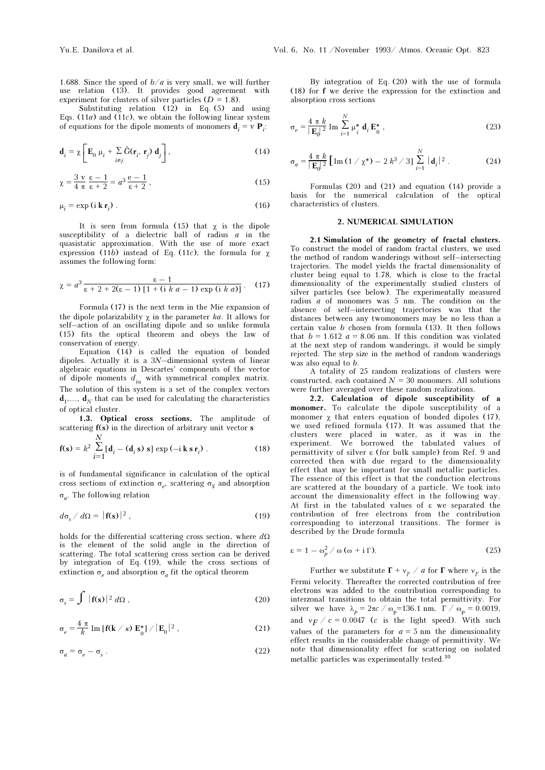1.688. Since the speed of $b/a$ is very small, we will further use relation (13). It provides good agreement with experiment for clusters of silver particles ($D = 1.8$).

Substituting relation (12) in Eq. (5) and using Eqs. (11*a*) and (11*c*), we obtain the following linear system of equations for the dipole moments of monomers $\mathbf{d}_i = v\,\mathbf{P}_i$:

$$\mathbf{d}_i = \chi\left[\mathbf{E}_0\,\mu_i + \sum_{i\neq j}\hat{G}(\mathbf{r}_i, \mathbf{r}_j)\,\mathbf{d}_j\right], \tag{14}$$

$$\chi = \frac{3\,v}{4\,\pi}\,\frac{\varepsilon - 1}{\varepsilon + 2} = a^3\,\frac{e - 1}{\varepsilon + 2}, \tag{15}$$

$$\mu_i = \exp\,(\mathrm{i}\,\mathbf{k}\,\mathbf{r}_i). \tag{16}$$

It is seen from formula (15) that $\chi$ is the dipole susceptibility of a dielectric ball of radius $a$ in the quasistatic approximation. With the use of more exact expression (11*b*) instead of Eq. (11*c*), the formula for $\chi$ assumes the following form:

$$\chi = a^3\,\frac{\varepsilon - 1}{\varepsilon + 2 + 2(\varepsilon - 1)\,[1 + (\mathrm{i}\,k\,a - 1)\exp\,(\mathrm{i}\,k\,a)]}. \tag{17}$$

Formula (17) is the next term in the Mie expansion of the dipole polarizability $\chi$ in the parameter $ka$. It allows for self–action of an oscillating dipole and so unlike formula (15) fits the optical theorem and obeys the law of conservation of energy.

Equation (14) is called the equation of bonded dipoles. Actually it is a $3N$–dimensional system of linear algebraic equations in Descartes' components of the vector of dipole moments $d_{i\alpha}$ with symmetrical complex matrix. The solution of this system is a set of the complex vectors $\mathbf{d}_1, \ldots, \mathbf{d}_N$ that can be used for calculating the characteristics of optical cluster.

**1.3. Optical cross sections.** The amplitude of scattering $\mathbf{f}(\mathbf{s})$ in the direction of arbitrary unit vector $\mathbf{s}$

$$\mathbf{f}(\mathbf{s}) = k^2 \sum_{i=1}^{N} [\mathbf{d}_i - (\mathbf{d}_i\,\mathbf{s})\,\mathbf{s}]\exp\,(-\mathrm{i}\,\mathbf{k}\,\mathbf{s}\,\mathbf{r}_i). \tag{18}$$

is of fundamental significance in calculation of the optical cross sections of extinction $\sigma_e$, scattering $\sigma_S$ and absorption $\sigma_a$. The following relation

$$d\sigma_s / d\Omega = |\mathbf{f}(\mathbf{s})|^2, \tag{19}$$

holds for the differential scattering cross section, where $d\Omega$ is the element of the solid angle in the direction of scattering. The total scattering cross section can be derived by integration of Eq. (19), while the cross sections of extinction $\sigma_e$ and absorption $\sigma_a$ fit the optical theorem

$$\sigma_s = \int |\mathbf{f}(\mathbf{s})|^2\,d\Omega, \tag{20}$$

$$\sigma_e = \frac{4\,\pi}{k}\,\mathrm{Im}\,[\mathbf{f}(\mathbf{k}/\kappa)\,\mathbf{E}_0^*] / |\mathbf{E}_0|^2, \tag{21}$$

$$\sigma_a = \sigma_e - \sigma_s. \tag{22}$$

By integration of Eq. (20) with the use of formula (18) for $\mathbf{f}$ we derive the expression for the extinction and absorption cross sections

$$\sigma_e = \frac{4\,\pi\,k}{|\mathbf{E}_0|^2}\,\mathrm{Im}\sum_{i=1}^{N}\mu_i^*\,\mathbf{d}_i\,\mathbf{E}_0^*, \tag{23}$$

$$\sigma_a = \frac{4\,\pi\,k}{|\mathbf{E}_0|^2}\left[\mathrm{Im}\,(1/\chi^*) - 2\,k^3/3\right]\sum_{i=1}^{N}|\mathbf{d}_i|^2. \tag{24}$$

Formulas (20) and (21) and equation (14) provide a basis for the numerical calculation of the optical characteristics of clusters.

## 2. NUMERICAL SIMULATION

**2.1 Simulation of the geometry of fractal clusters.** To construct the model of random fractal clusters, we used the method of random wanderings without self–intersecting trajectories. The model yields the fractal dimensionality of cluster being equal to 1.78, which is close to the fractal dimensionality of the experimentally studied clusters of silver particles (see below). The experimentally measured radius $a$ of monomers was 5 nm. The condition on the absence of self–intersecting trajectories was that the distances between any twomonomers may be no less than a certain value $b$ chosen from formula (13). It then follows that $b = 1.612\,a = 8.06$ nm. If this condition was violated at the next step of random wanderings, it would be simply rejected. The step size in the method of random wanderings was also equal to $b$.

A totality of 25 random realizations of clusters were constructed, each contained $N = 30$ monomers. All solutions were further averaged over these random realizations.

**2.2. Calculation of dipole susceptibility of a monomer.** To calculate the dipole susceptibility of a monomer $\chi$ that enters equation of bonded dipoles (17), we used refined formula (17). It was assumed that the clusters were placed in water, as it was in the experiment. We borrowed the tabulated values of permittivity of silver $\varepsilon$ (for bulk sample) from Ref. 9 and corrected then with due regard to the dimensionality effect that may be important for small metallic particles. The essence of this effect is that the conduction electrons are scattered at the boundary of a particle. We took into account the dimensionality effect in the following way. At first in the tabulated values of $\varepsilon$ we separated the contribution of free electrons from the contribution corresponding to interzonal transitions. The former is described by the Drude formula

$$\varepsilon = 1 - \omega_p^2 / \omega\,(\omega + \mathrm{i}\,\Gamma). \tag{25}$$

Further we substitute $\Gamma + v_F / a$ for $\Gamma$ where $v_F$ is the Fermi velocity. Thereafter the corrected contribution of free electrons was added to the contribution corresponding to interzonal transitions to obtain the total permittivity. For silver we have $\lambda_p = 2\pi c / \omega_p = 136.1$ nm, $\Gamma / \omega_p = 0.0019$, and $v_F / c = 0.0047$ ($c$ is the light speed). With such values of the parameters for $a = 5$ nm the dimensionality effect results in the considerable change of permittivity. We note that dimensionality effect for scattering on isolated metallic particles was experimentally tested.[10]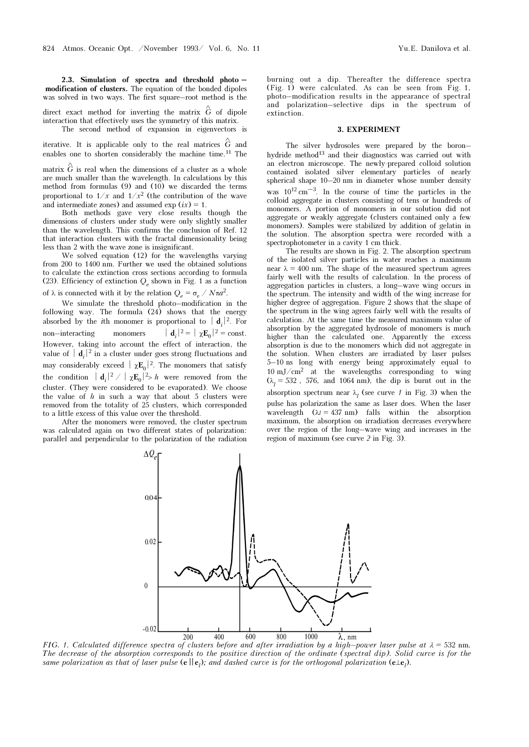**2.3. Simulation of spectra and threshold photo–modification of clusters.** The equation of the bonded dipoles was solved in two ways. The first square–root method is the direct exact method for inverting the matrix $\hat{G}$ of dipole interaction that effectively uses the symmetry of this matrix.

The second method of expansion in eigenvectors is iterative. It is applicable only to the real matrices $\hat{G}$ and enables one to shorten considerably the machine time.[11] The matrix $\hat{G}$ is real when the dimensions of a cluster as a whole are much smaller than the wavelength. In calculations by this method from formulas (9) and (10) we discarded the terms proportional to $1/x$ and $1/x^2$ (the contribution of the wave and intermediate zones) and assumed $\exp(ix) = 1$.

Both methods gave very close results though the dimensions of clusters under study were only slightly smaller than the wavelength. This confirms the conclusion of Ref. 12 that interaction clusters with the fractal dimensionality being less than 2 with the wave zone is insignificant.

We solved equation (12) for the wavelengths varying from 200 to 1400 nm. Further we used the obtained solutions to calculate the extinction cross sections according to formula (23). Efficiency of extinction $Q_e$ shown in Fig. 1 as a function of $\lambda$ is connected with it by the relation $Q_e = \sigma_e / N\pi a^2$.

We simulate the threshold photo–modification in the following way. The formula (24) shows that the energy absorbed by the $i$th monomer is proportional to $|\mathbf{d}_i|^2$. For non–interacting monomers $|\mathbf{d}_i|^2 = |\chi\mathbf{E}_0|^2 = \text{const}$. However, taking into account the effect of interaction, the value of $|\mathbf{d}_i|^2$ in a cluster under goes strong fluctuations and may considerably exceed $|\chi\mathbf{E}_0|^2$. The monomers that satisfy the condition $|\mathbf{d}_i|^2 / |\chi\mathbf{E}_0|^2 > h$ were removed from the cluster. (They were considered to be evaporated). We choose the value of $h$ in such a way that about 5 clusters were removed from the totality of 25 clusters, which corresponded to a little excess of this value over the threshold.

After the monomers were removed, the cluster spectrum was calculated again on two different states of polarization: parallel and perpendicular to the polarization of the radiation burning out a dip. Thereafter the difference spectra (Fig. 1) were calculated. As can be seen from Fig. 1, photo–modification results in the appearance of spectral and polarization–selective dips in the spectrum of extinction.

## 3. EXPERIMENT

The silver hydrosoles were prepared by the boron–hydride method[13] and their diagnostics was carried out with an electron microscope. The newly–prepared colloid solution contained isolated silver elementary particles of nearly spherical shape 10–20 nm in diameter whose number density was $10^{12}\ \text{cm}^{-3}$. In the course of time the particles in the colloid aggregate in clusters consisting of tens or hundreds of monomers. A portion of monomers in our solution did not aggregate or weakly aggregate (clusters contained only a few monomers). Samples were stabilized by addition of gelatin in the solution. The absorption spectra were recorded with a spectrophotometer in a cavity 1 cm thick.

The results are shown in Fig. 2. The absorption spectrum of the isolated silver particles in water reaches a maximum near $\lambda = 400$ nm. The shape of the measured spectrum agrees fairly well with the results of calculation. In the process of aggregation particles in clusters, a long–wave wing occurs in the spectrum. The intensity and width of the wing increase for higher degree of aggregation. Figure 2 shows that the shape of the spectrum in the wing agrees fairly well with the results of calculation. At the same time the measured maximum value of absorption by the aggregated hydrosole of monomers is much higher than the calculated one. Apparently the excess absorption is due to the monomers which did not aggregate in the solution. When clusters are irradiated by laser pulses 5–10 ns long with energy being approximately equal to $10\ \text{mJ/cm}^2$ at the wavelengths corresponding to wing ($\lambda_l = 532$, 576, and 1064 nm), the dip is burnt out in the absorption spectrum near $\lambda_l$ (see curve *1* in Fig. 3) when the pulse has polarization the same as laser does. When the laser wavelength ($\lambda_l = 437$ nm) falls within the absorption maximum, the absorption on irradiation decreases everywhere over the region of the long–wave wing and increases in the region of maximum (see curve *2* in Fig. 3).

*FIG. 1. Calculated difference spectra of clusters before and after irradiation by a high–power laser pulse at $\lambda = 532$ nm. The decrease of the absorption corresponds to the positive direction of the ordinate (spectral dip). Solid curve is for the same polarization as that of laser pulse ($\mathbf{e} \parallel \mathbf{e}_l$); and dashed curve is for the orthogonal polarization ($\mathbf{e} \perp \mathbf{e}_l$).*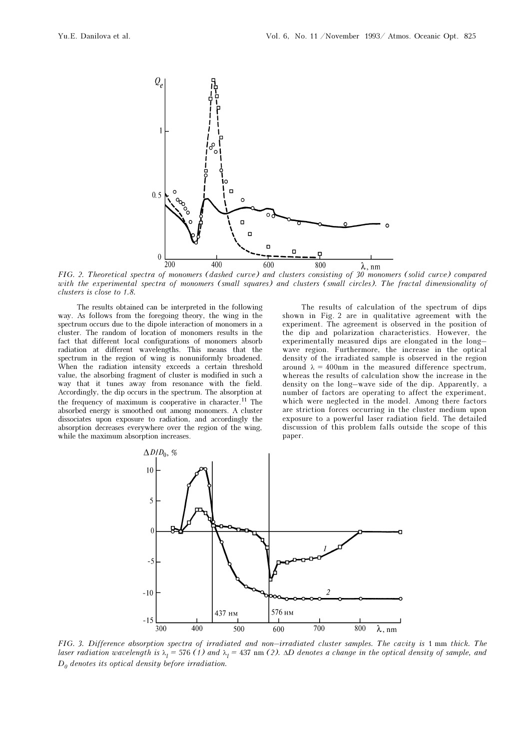FIG. 2. *Theoretical spectra of monomers (dashed curve) and clusters consisting of 30 monomers (solid curve) compared with the experimental spectra of monomers (small squares) and clusters (small circles). The fractal dimensionality of clusters is close to 1.8.*

The results obtained can be interpreted in the following way. As follows from the foregoing theory, the wing in the spectrum occurs due to the dipole interaction of monomers in a cluster. The random of location of monomers results in the fact that different local configurations of monomers absorb radiation at different wavelengths. This means that the spectrum in the region of wing is nonuniformly broadened. When the radiation intensity exceeds a certain threshold value, the absorbing fragment of cluster is modified in such a way that it tunes away from resonance with the field. Accordingly, the dip occurs in the spectrum. The absorption at the frequency of maximum is cooperative in character.[11] The absorbed energy is smoothed out among monomers. A cluster dissociates upon exposure to radiation, and accordingly the absorption decreases everywhere over the region of the wing, while the maximum absorption increases.

The results of calculation of the spectrum of dips shown in Fig. 2 are in qualitative agreement with the experiment. The agreement is observed in the position of the dip and polarization characteristics. However, the experimentally measured dips are elongated in the long–wave region. Furthermore, the increase in the optical density of the irradiated sample is observed in the region around $\lambda$ = 400nm in the measured difference spectrum, whereas the results of calculation show the increase in the density on the long–wave side of the dip. Apparently, a number of factors are operating to affect the experiment, which were neglected in the model. Among there factors are striction forces occurring in the cluster medium upon exposure to a powerful laser radiation field. The detailed discussion of this problem falls outside the scope of this paper.

FIG. 3. *Difference absorption spectra of irradiated and non–irradiated cluster samples. The cavity is* 1 mm *thick. The laser radiation wavelength is* $\lambda_l$ = 576 *(1) and* $\lambda_l$ = 437 nm *(2).* $\Delta D$ *denotes a change in the optical density of sample, and* $D_0$ *denotes its optical density before irradiation.*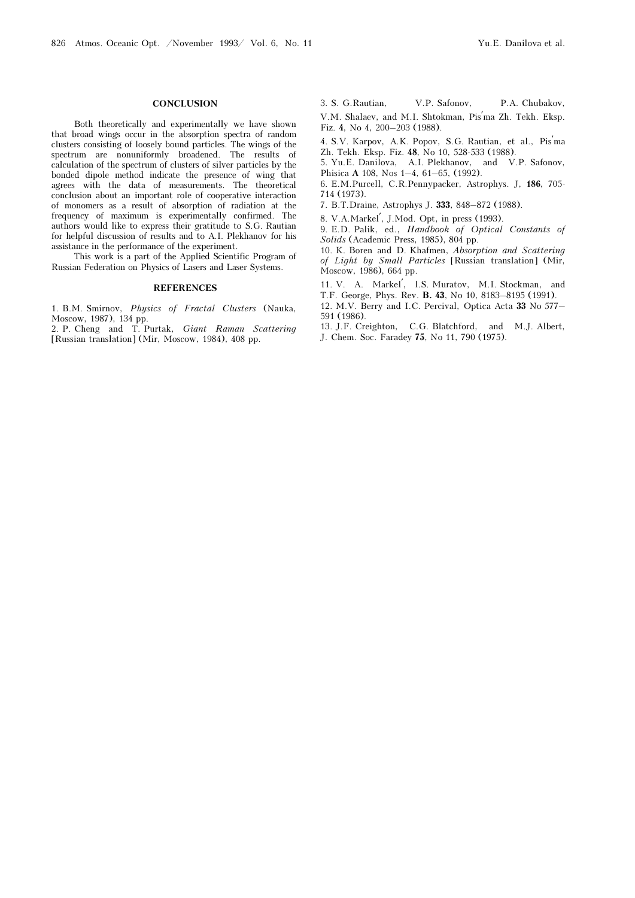## CONCLUSION

Both theoretically and experimentally we have shown that broad wings occur in the absorption spectra of random clusters consisting of loosely bound particles. The wings of the spectrum are nonuniformly broadened. The results of calculation of the spectrum of clusters of silver particles by the bonded dipole method indicate the presence of wing that agrees with the data of measurements. The theoretical conclusion about an important role of cooperative interaction of monomers as a result of absorption of radiation at the frequency of maximum is experimentally confirmed. The authors would like to express their gratitude to S.G. Rautian for helpful discussion of results and to A.I. Plekhanov for his assistance in the performance of the experiment.

This work is a part of the Applied Scientific Program of Russian Federation on Physics of Lasers and Laser Systems.

## REFERENCES

1. B.M. Smirnov, *Physics of Fractal Clusters* (Nauka, Moscow, 1987), 134 pp.
2. P. Cheng and T. Purtak, *Giant Raman Scattering* [Russian translation] (Mir, Moscow, 1984), 408 pp.
3. S. G.Rautian, V.P. Safonov, P.A. Chubakov, V.M. Shalaev, and M.I. Shtokman, Pis′ma Zh. Tekh. Eksp. Fiz. **4**, No 4, 200–203 (1988).
4. S.V. Karpov, A.K. Popov, S.G. Rautian, et al., Pis′ma Zh. Tekh. Eksp. Fiz. **48**, No 10, 528-533 (1988).
5. Yu.E. Danilova, A.I. Plekhanov, and V.P. Safonov, Phisica **A** 108, Nos 1–4, 61–65, (1992).
6. E.M.Purcell, C.R.Pennypacker, Astrophys. J, **186**, 705-714 (1973).
7. B.T.Draine, Astrophys J. **333**, 848–872 (1988).
8. V.A.Markel′, J.Mod. Opt, in press (1993).
9. E.D. Palik, ed., *Handbook of Optical Constants of Solids* (Academic Press, 1985), 804 pp.
10. K. Boren and D. Khafmen, *Absorption and Scattering of Light by Small Particles* [Russian translation] (Mir, Moscow, 1986), 664 pp.
11. V. A. Markel′, I.S. Muratov, M.I. Stockman, and T.F. George, Phys. Rev. **B. 43**, No 10, 8183–8195 (1991).
12. M.V. Berry and I.C. Percival, Optica Acta **33** No 577–591 (1986).
13. J.F. Creighton, C.G. Blatchford, and M.J. Albert, J. Chem. Soc. Faradey **75**, No 11, 790 (1975).